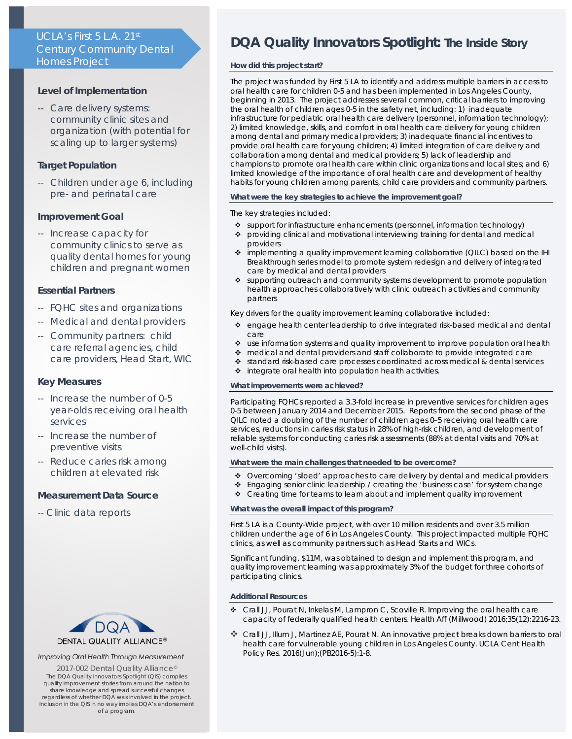## UCLA's First 5 L.A. 21st Century Community Dental Homes Project

### Level of Implementation

-- Care delivery systems: community clinic sites and organization (with potential for scaling up to larger systems)

### Target Population

-- Children under age 6, including pre- and perinatal care

### Improvement Goal

-- Increase capacity for community clinics to serve as quality dental homes for young children and pregnant women

### Essential Partners

-- FQHC sites and organizations

-- Medical and dental providers

-- Community partners: child care referral agencies, child care providers, Head Start, WIC

### Key Measures

-- Increase the number of 0-5 year-olds receiving oral health services

-- Increase the number of preventive visits

-- Reduce caries risk among children at elevated risk

### Measurement Data Source

-- Clinic data reports

DQA
DENTAL QUALITY ALLIANCE®

*Improving Oral Health Through Measurement*

2017-002 Dental Quality Alliance©

The DQA Quality Innovators Spotlight (QIS) compiles quality improvement stories from around the nation to share knowledge and spread successful changes regardless of whether DQA was involved in the project. Inclusion in the QIS in no way implies DQA's endorsement of a program.

# DQA Quality Innovators Spotlight: The Inside Story

**How did this project start?**

The project was funded by First 5 LA to identify and address multiple barriers in access to oral health care for children 0-5 and has been implemented in Los Angeles County, beginning in 2013. The project addresses several common, critical barriers to improving the oral health of children ages 0-5 in the safety net, including: 1) inadequate infrastructure for pediatric oral health care delivery (personnel, information technology); 2) limited knowledge, skills, and comfort in oral health care delivery for young children among dental and primary medical providers; 3) inadequate financial incentives to provide oral health care for young children; 4) limited integration of care delivery and collaboration among dental and medical providers; 5) lack of leadership and champions to promote oral health care within clinic organizations and local sites; and 6) limited knowledge of the importance of oral health care and development of healthy habits for young children among parents, child care providers and community partners.

**What were the key strategies to achieve the improvement goal?**

The key strategies included:

- support for infrastructure enhancements (personnel, information technology)
- providing clinical and motivational interviewing training for dental and medical providers
- implementing a quality improvement learning collaborative (QILC) based on the IHI Breakthrough series model to promote system redesign and delivery of integrated care by medical and dental providers
- supporting outreach and community systems development to promote population health approaches collaboratively with clinic outreach activities and community partners

Key drivers for the quality improvement learning collaborative included:

- engage health center leadership to drive integrated risk-based medical and dental care
- use information systems and quality improvement to improve population oral health
- medical and dental providers and staff collaborate to provide integrated care
- standard risk-based care processes coordinated across medical & dental services
- integrate oral health into population health activities.

**What improvements were achieved?**

Participating FQHCs reported a 3.3-fold increase in preventive services for children ages 0-5 between January 2014 and December 2015. Reports from the second phase of the QILC noted a doubling of the number of children ages 0–5 receiving oral health care services, reductions in caries risk status in 28% of high-risk children, and development of reliable systems for conducting caries risk assessments (88% at dental visits and 70% at well-child visits).

**What were the main challenges that needed to be overcome?**

- Overcoming 'siloed' approaches to care delivery by dental and medical providers
- Engaging senior clinic leadership / creating the 'business case' for system change
- Creating time for teams to learn about and implement quality improvement

**What was the overall impact of this program?**

First 5 LA is a County-Wide project, with over 10 million residents and over 3.5 million children under the age of 6 in Los Angeles County. This project impacted multiple FQHC clinics, as well as community partners such as Head Starts and WICs.

Significant funding, $11M, was obtained to design and implement this program, and quality improvement learning was approximately 3% of the budget for three cohorts of participating clinics.

**Additional Resources**

- Crall JJ, Pourat N, Inkelas M, Lampron C, Scoville R. Improving the oral health care capacity of federally qualified health centers. Health Aff (Millwood) 2016;35(12):2216-23.
- Crall JJ, Illum J, Martinez AE, Pourat N. An innovative project breaks down barriers to oral health care for vulnerable young children in Los Angeles County. UCLA Cent Health Policy Res. 2016(Jun);(PB2016-5):1-8.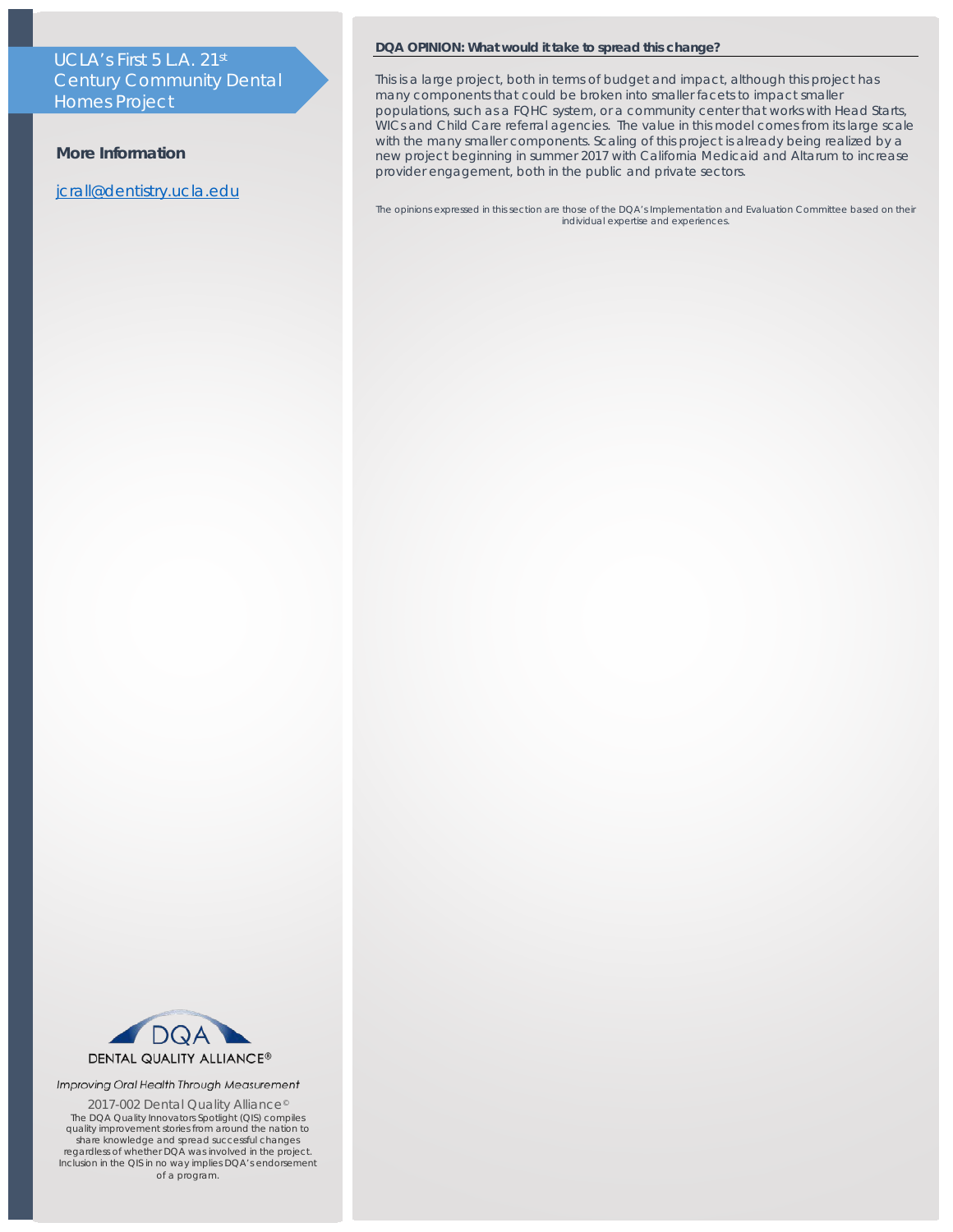UCLA's First 5 L.A. 21st Century Community Dental Homes Project

**More Information**

[jcrall@dentistry.ucla.edu](mailto:jcrall@dentistry.ucla.edu)

**DQA OPINION: What would it take to spread this change?**

This is a large project, both in terms of budget and impact, although this project has many components that could be broken into smaller facets to impact smaller populations, such as a FQHC system, or a community center that works with Head Starts, WICs and Child Care referral agencies. The value in this model comes from its large scale with the many smaller components. Scaling of this project is already being realized by a new project beginning in summer 2017 with California Medicaid and Altarum to increase provider engagement, both in the public and private sectors.

*The opinions expressed in this section are those of the DQA's Implementation and Evaluation Committee based on their individual expertise and experiences.*

DENTAL QUALITY ALLIANCE®

*Improving Oral Health Through Measurement*

2017-002 Dental Quality Alliance©

The DQA Quality Innovators Spotlight (QIS) compiles quality improvement stories from around the nation to share knowledge and spread successful changes regardless of whether DQA was involved in the project. Inclusion in the QIS in no way implies DQA's endorsement of a program.